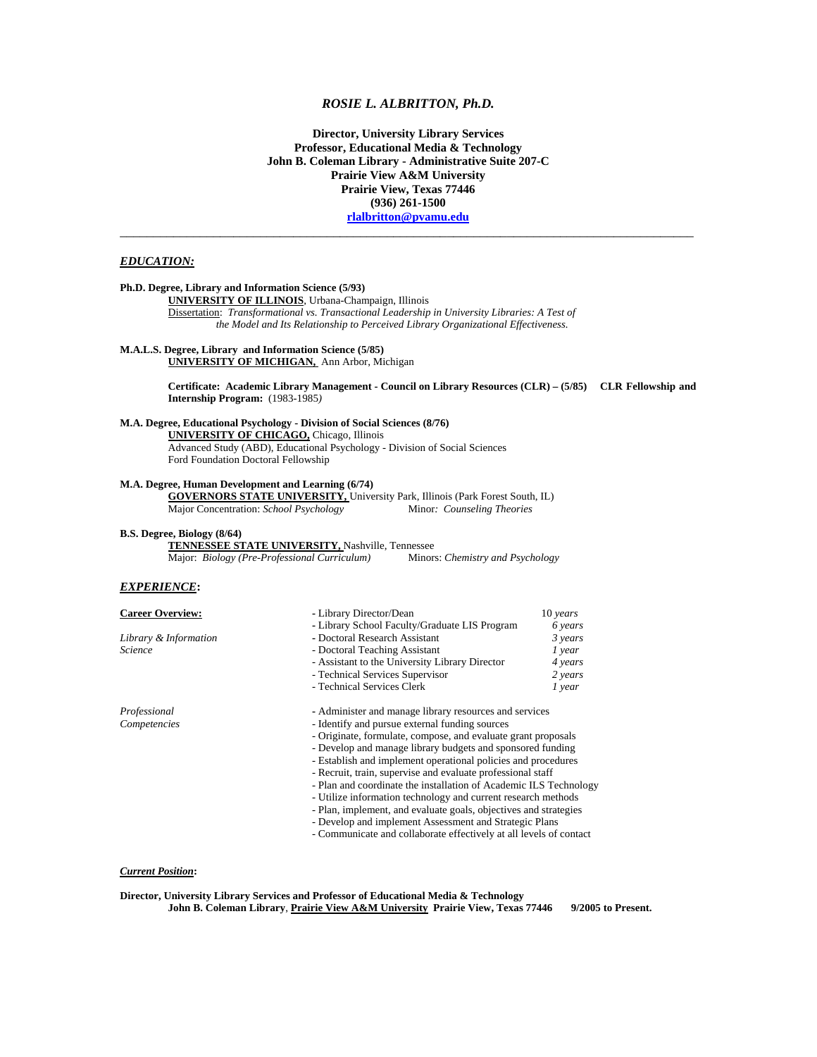# *ROSIE L. ALBRITTON, Ph.D.*

**Director, University Library Services**
**Professor, Educational Media & Technology**
**John B. Coleman Library - Administrative Suite 207-C**
**Prairie View A&M University**
**Prairie View, Texas 77446**
**(936) 261-1500**
**rlalbritton@pvamu.edu**

---

## *EDUCATION:*

**Ph.D. Degree, Library and Information Science (5/93)**
**UNIVERSITY OF ILLINOIS**, Urbana-Champaign, Illinois
Dissertation: *Transformational vs. Transactional Leadership in University Libraries: A Test of the Model and Its Relationship to Perceived Library Organizational Effectiveness.*

**M.A.L.S. Degree, Library and Information Science (5/85)**
**UNIVERSITY OF MICHIGAN,** Ann Arbor, Michigan

**Certificate: Academic Library Management - Council on Library Resources (CLR) – (5/85) CLR Fellowship and Internship Program:** (1983-1985)

**M.A. Degree, Educational Psychology - Division of Social Sciences (8/76)**
**UNIVERSITY OF CHICAGO,** Chicago, Illinois
Advanced Study (ABD), Educational Psychology - Division of Social Sciences
Ford Foundation Doctoral Fellowship

**M.A. Degree, Human Development and Learning (6/74)**
**GOVERNORS STATE UNIVERSITY,** University Park, Illinois (Park Forest South, IL)
Major Concentration: *School Psychology* Minor*: Counseling Theories*

**B.S. Degree, Biology (8/64)**
**TENNESSEE STATE UNIVERSITY,** Nashville, Tennessee
Major: *Biology (Pre-Professional Curriculum)* Minors: *Chemistry and Psychology*

## *EXPERIENCE:*

**Career Overview:**

*Library & Information Science*

| | |
|---|---|
| - Library Director/Dean | 10 *years* |
| - Library School Faculty/Graduate LIS Program | *6 years* |
| - Doctoral Research Assistant | *3 years* |
| - Doctoral Teaching Assistant | *1 year* |
| - Assistant to the University Library Director | *4 years* |
| - Technical Services Supervisor | *2 years* |
| - Technical Services Clerk | *1 year* |

*Professional Competencies*

- Administer and manage library resources and services
- Identify and pursue external funding sources
- Originate, formulate, compose, and evaluate grant proposals
- Develop and manage library budgets and sponsored funding
- Establish and implement operational policies and procedures
- Recruit, train, supervise and evaluate professional staff
- Plan and coordinate the installation of Academic ILS Technology
- Utilize information technology and current research methods
- Plan, implement, and evaluate goals, objectives and strategies
- Develop and implement Assessment and Strategic Plans
- Communicate and collaborate effectively at all levels of contact

***Current Position*:**

**Director, University Library Services and Professor of Educational Media & Technology**
**John B. Coleman Library**, **Prairie View A&M University** **Prairie View, Texas 77446 9/2005 to Present.**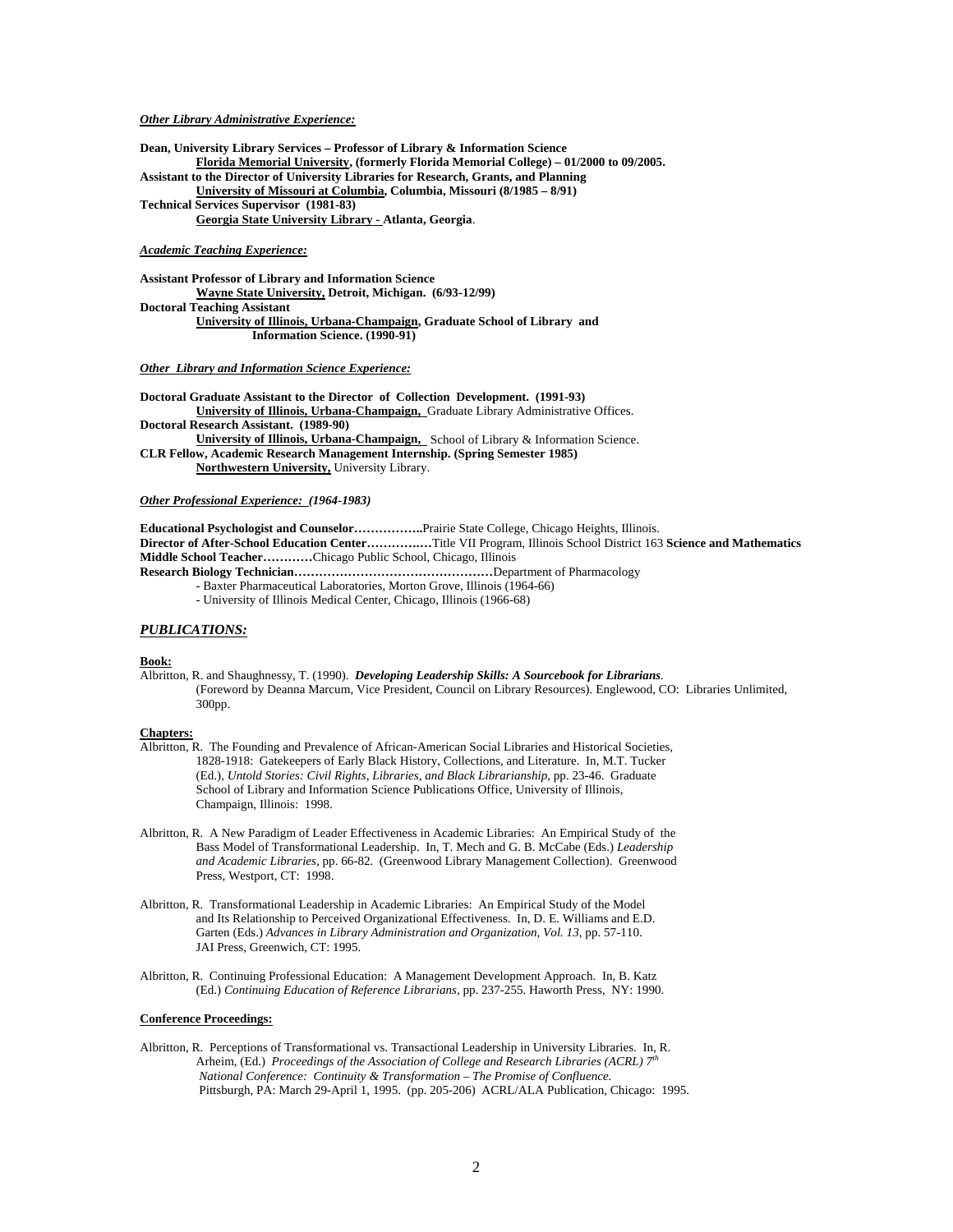***Other Library Administrative Experience:***

**Dean, University Library Services – Professor of Library & Information Science**
**Florida Memorial University, (formerly Florida Memorial College) – 01/2000 to 09/2005.**
**Assistant to the Director of University Libraries for Research, Grants, and Planning**
**University of Missouri at Columbia, Columbia, Missouri (8/1985 – 8/91)**
**Technical Services Supervisor (1981-83)**
**Georgia State University Library - Atlanta, Georgia**.

***Academic Teaching Experience:***

**Assistant Professor of Library and Information Science**
**Wayne State University, Detroit, Michigan. (6/93-12/99)**
**Doctoral Teaching Assistant**
**University of Illinois, Urbana-Champaign, Graduate School of Library and Information Science. (1990-91)**

***Other Library and Information Science Experience:***

**Doctoral Graduate Assistant to the Director of Collection Development. (1991-93)**
**University of Illinois, Urbana-Champaign,** Graduate Library Administrative Offices.
**Doctoral Research Assistant. (1989-90)**
**University of Illinois, Urbana-Champaign,** School of Library & Information Science.
**CLR Fellow, Academic Research Management Internship. (Spring Semester 1985)**
**Northwestern University,** University Library.

***Other Professional Experience: (1964-1983)***

**Educational Psychologist and Counselor……………..**Prairie State College, Chicago Heights, Illinois.
**Director of After-School Education Center……….….**Title VII Program, Illinois School District 163 **Science and Mathematics**
**Middle School Teacher…………**Chicago Public School, Chicago, Illinois
**Research Biology Technician…………………………………………**Department of Pharmacology
- Baxter Pharmaceutical Laboratories, Morton Grove, Illinois (1964-66)
- University of Illinois Medical Center, Chicago, Illinois (1966-68)

## ***PUBLICATIONS:***

**Book:**

Albritton, R. and Shaughnessy, T. (1990). ***Developing Leadership Skills: A Sourcebook for Librarians***. (Foreword by Deanna Marcum, Vice President, Council on Library Resources). Englewood, CO: Libraries Unlimited, 300pp.

**Chapters:**

Albritton, R. The Founding and Prevalence of African-American Social Libraries and Historical Societies, 1828-1918: Gatekeepers of Early Black History, Collections, and Literature. In, M.T. Tucker (Ed.), *Untold Stories: Civil Rights, Libraries, and Black Librarianship,* pp. 23-46. Graduate School of Library and Information Science Publications Office, University of Illinois, Champaign, Illinois: 1998.

Albritton, R. A New Paradigm of Leader Effectiveness in Academic Libraries: An Empirical Study of the Bass Model of Transformational Leadership. In, T. Mech and G. B. McCabe (Eds.) *Leadership and Academic Libraries,* pp. 66-82. (Greenwood Library Management Collection). Greenwood Press, Westport, CT: 1998.

Albritton, R. Transformational Leadership in Academic Libraries: An Empirical Study of the Model and Its Relationship to Perceived Organizational Effectiveness. In, D. E. Williams and E.D. Garten (Eds.) *Advances in Library Administration and Organization, Vol. 13,* pp. 57-110. JAI Press, Greenwich, CT: 1995.

Albritton, R. Continuing Professional Education: A Management Development Approach. In, B. Katz (Ed.) *Continuing Education of Reference Librarians,* pp. 237-255. Haworth Press, NY: 1990.

**Conference Proceedings:**

Albritton, R. Perceptions of Transformational vs. Transactional Leadership in University Libraries. In, R. Arheim, (Ed.) *Proceedings of the Association of College and Research Libraries (ACRL) 7th National Conference: Continuity & Transformation – The Promise of Confluence.* Pittsburgh, PA: March 29-April 1, 1995. (pp. 205-206) ACRL/ALA Publication, Chicago: 1995.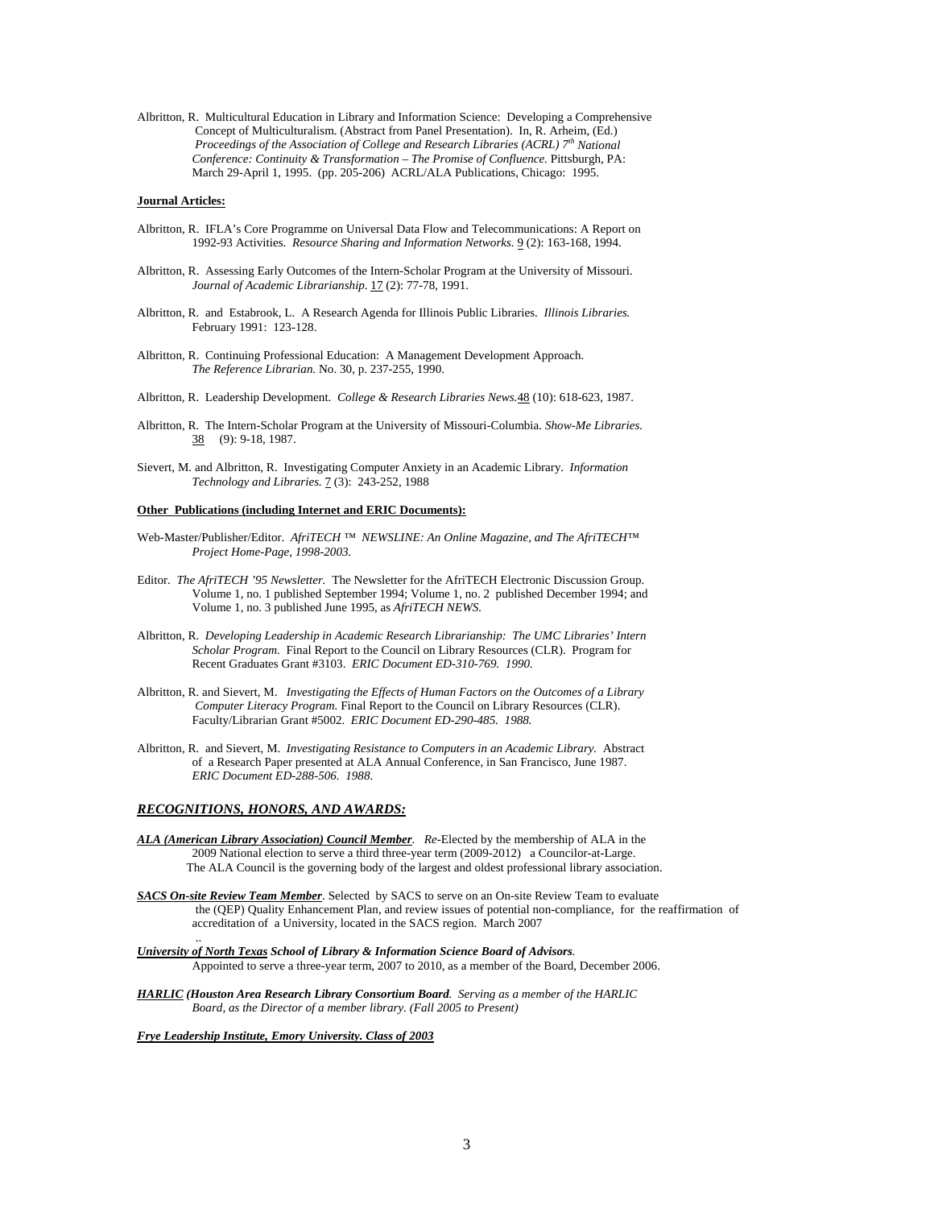Albritton, R. Multicultural Education in Library and Information Science: Developing a Comprehensive Concept of Multiculturalism. (Abstract from Panel Presentation). In, R. Arheim, (Ed.) *Proceedings of the Association of College and Research Libraries (ACRL) 7th National Conference: Continuity & Transformation – The Promise of Confluence.* Pittsburgh, PA: March 29-April 1, 1995. (pp. 205-206) ACRL/ALA Publications, Chicago: 1995.

**Journal Articles:**

Albritton, R. IFLA's Core Programme on Universal Data Flow and Telecommunications: A Report on 1992-93 Activities. *Resource Sharing and Information Networks.* 9 (2): 163-168, 1994.

Albritton, R. Assessing Early Outcomes of the Intern-Scholar Program at the University of Missouri. *Journal of Academic Librarianship.* 17 (2): 77-78, 1991.

Albritton, R. and Estabrook, L. A Research Agenda for Illinois Public Libraries. *Illinois Libraries.* February 1991: 123-128.

Albritton, R. Continuing Professional Education: A Management Development Approach. *The Reference Librarian.* No. 30, p. 237-255, 1990.

Albritton, R. Leadership Development. *College & Research Libraries News.* 48 (10): 618-623, 1987.

Albritton, R. The Intern-Scholar Program at the University of Missouri-Columbia. *Show-Me Libraries.* 38 (9): 9-18, 1987.

Sievert, M. and Albritton, R. Investigating Computer Anxiety in an Academic Library. *Information Technology and Libraries.* 7 (3): 243-252, 1988

**Other Publications (including Internet and ERIC Documents):**

Web-Master/Publisher/Editor. *AfriTECH ™ NEWSLINE: An Online Magazine, and The AfriTECH™ Project Home-Page, 1998-2003.*

Editor. *The AfriTECH '95 Newsletter.* The Newsletter for the AfriTECH Electronic Discussion Group. Volume 1, no. 1 published September 1994; Volume 1, no. 2 published December 1994; and Volume 1, no. 3 published June 1995, as *AfriTECH NEWS.*

Albritton, R. *Developing Leadership in Academic Research Librarianship: The UMC Libraries' Intern Scholar Program.* Final Report to the Council on Library Resources (CLR). Program for Recent Graduates Grant #3103. *ERIC Document ED-310-769. 1990.*

Albritton, R. and Sievert, M. *Investigating the Effects of Human Factors on the Outcomes of a Library Computer Literacy Program.* Final Report to the Council on Library Resources (CLR). Faculty/Librarian Grant #5002. *ERIC Document ED-290-485. 1988.*

Albritton, R. and Sievert, M. *Investigating Resistance to Computers in an Academic Library.* Abstract of a Research Paper presented at ALA Annual Conference, in San Francisco, June 1987. *ERIC Document ED-288-506. 1988.*

## *RECOGNITIONS, HONORS, AND AWARDS:*

***ALA (American Library Association) Council Member***. *Re*-Elected by the membership of ALA in the 2009 National election to serve a third three-year term (2009-2012) a Councilor-at-Large. The ALA Council is the governing body of the largest and oldest professional library association.

***SACS On-site Review Team Member***. Selected by SACS to serve on an On-site Review Team to evaluate the (QEP) Quality Enhancement Plan, and review issues of potential non-compliance, for the reaffirmation of accreditation of a University, located in the SACS region. March 2007

***University of North Texas School of Library & Information Science Board of Advisors.*** Appointed to serve a three-year term, 2007 to 2010, as a member of the Board, December 2006.

***HARLIC (Houston Area Research Library Consortium Board**. Serving as a member of the HARLIC Board, as the Director of a member library. (Fall 2005 to Present)*

***Frye Leadership Institute, Emory University. Class of 2003***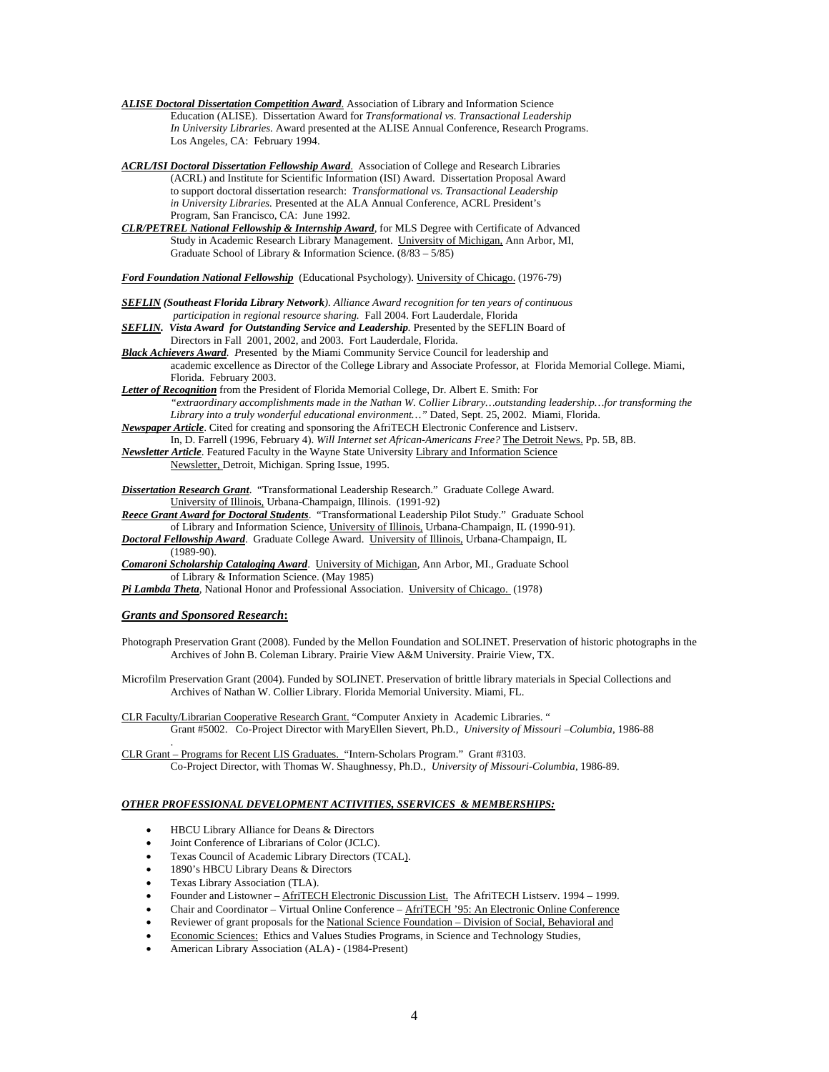***ALISE Doctoral Dissertation Competition Award***. Association of Library and Information Science Education (ALISE). Dissertation Award for *Transformational vs. Transactional Leadership In University Libraries.* Award presented at the ALISE Annual Conference, Research Programs. Los Angeles, CA: February 1994.

***ACRL/ISI Doctoral Dissertation Fellowship Award***. Association of College and Research Libraries (ACRL) and Institute for Scientific Information (ISI) Award. Dissertation Proposal Award to support doctoral dissertation research: *Transformational vs. Transactional Leadership in University Libraries.* Presented at the ALA Annual Conference, ACRL President's Program, San Francisco, CA: June 1992.

***CLR/PETREL National Fellowship & Internship Award***, for MLS Degree with Certificate of Advanced Study in Academic Research Library Management. University of Michigan, Ann Arbor, MI, Graduate School of Library & Information Science. (8/83 – 5/85)

***Ford Foundation National Fellowship*** (Educational Psychology). University of Chicago. (1976-79)

***SEFLIN*** *(Southeast Florida Library Network). Alliance Award recognition for ten years of continuous participation in regional resource sharing.* Fall 2004. Fort Lauderdale, Florida

***SEFLIN. Vista Award for Outstanding Service and Leadership***. Presented by the SEFLIN Board of Directors in Fall 2001, 2002, and 2003. Fort Lauderdale, Florida.

***Black Achievers Award***. Presented by the Miami Community Service Council for leadership and academic excellence as Director of the College Library and Associate Professor, at Florida Memorial College. Miami, Florida. February 2003.

***Letter of Recognition*** from the President of Florida Memorial College, Dr. Albert E. Smith: For *"extraordinary accomplishments made in the Nathan W. Collier Library…outstanding leadership…for transforming the Library into a truly wonderful educational environment…"* Dated, Sept. 25, 2002. Miami, Florida.

***Newspaper Article***. Cited for creating and sponsoring the AfriTECH Electronic Conference and Listserv. In, D. Farrell (1996, February 4). *Will Internet set African-Americans Free?* The Detroit News. Pp. 5B, 8B.

***Newsletter Article***. Featured Faculty in the Wayne State University Library and Information Science Newsletter, Detroit, Michigan. Spring Issue, 1995.

***Dissertation Research Grant***. "Transformational Leadership Research." Graduate College Award. University of Illinois, Urbana-Champaign, Illinois. (1991-92)

***Reece Grant Award for Doctoral Students***. "Transformational Leadership Pilot Study." Graduate School of Library and Information Science, University of Illinois, Urbana-Champaign, IL (1990-91).

***Doctoral Fellowship Award***. Graduate College Award. University of Illinois, Urbana-Champaign, IL (1989-90).

***Comaroni Scholarship Cataloging Award***. University of Michigan, Ann Arbor, MI., Graduate School of Library & Information Science. (May 1985)

***Pi Lambda Theta***, National Honor and Professional Association. University of Chicago. (1978)

## *Grants and Sponsored Research*:

Photograph Preservation Grant (2008). Funded by the Mellon Foundation and SOLINET. Preservation of historic photographs in the Archives of John B. Coleman Library. Prairie View A&M University. Prairie View, TX.

Microfilm Preservation Grant (2004). Funded by SOLINET. Preservation of brittle library materials in Special Collections and Archives of Nathan W. Collier Library. Florida Memorial University. Miami, FL.

CLR Faculty/Librarian Cooperative Research Grant. "Computer Anxiety in Academic Libraries. " Grant #5002. Co-Project Director with MaryEllen Sievert, Ph.D., *University of Missouri –Columbia*, 1986-88
.

CLR Grant – Programs for Recent LIS Graduates. "Intern-Scholars Program." Grant #3103. Co-Project Director, with Thomas W. Shaughnessy, Ph.D., *University of Missouri-Columbia*, 1986-89.

## *OTHER PROFESSIONAL DEVELOPMENT ACTIVITIES, SSERVICES & MEMBERSHIPS:*

- HBCU Library Alliance for Deans & Directors
- Joint Conference of Librarians of Color (JCLC).
- Texas Council of Academic Library Directors (TCAL).
- 1890's HBCU Library Deans & Directors
- Texas Library Association (TLA).
- Founder and Listowner – AfriTECH Electronic Discussion List. The AfriTECH Listserv. 1994 – 1999.
- Chair and Coordinator – Virtual Online Conference – AfriTECH '95: An Electronic Online Conference
- Reviewer of grant proposals for the National Science Foundation – Division of Social, Behavioral and
- Economic Sciences: Ethics and Values Studies Programs, in Science and Technology Studies,
- American Library Association (ALA) - (1984-Present)